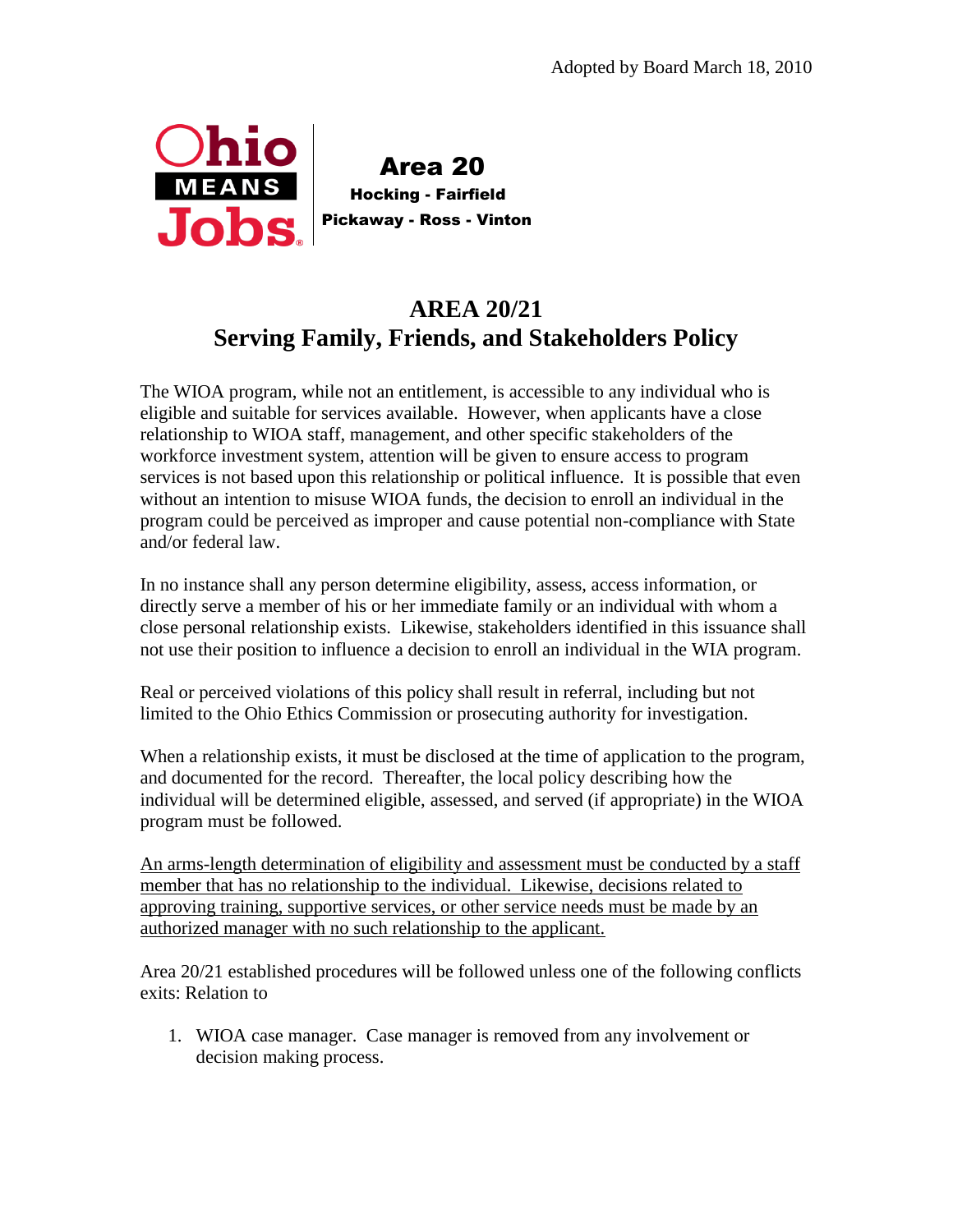Adopted by Board March 18, 2010

Ohio MEANS Jobs

Area 20
Hocking - Fairfield
Pickaway - Ross - Vinton

# AREA 20/21
# Serving Family, Friends, and Stakeholders Policy

The WIOA program, while not an entitlement, is accessible to any individual who is eligible and suitable for services available. However, when applicants have a close relationship to WIOA staff, management, and other specific stakeholders of the workforce investment system, attention will be given to ensure access to program services is not based upon this relationship or political influence. It is possible that even without an intention to misuse WIOA funds, the decision to enroll an individual in the program could be perceived as improper and cause potential non-compliance with State and/or federal law.

In no instance shall any person determine eligibility, assess, access information, or directly serve a member of his or her immediate family or an individual with whom a close personal relationship exists. Likewise, stakeholders identified in this issuance shall not use their position to influence a decision to enroll an individual in the WIA program.

Real or perceived violations of this policy shall result in referral, including but not limited to the Ohio Ethics Commission or prosecuting authority for investigation.

When a relationship exists, it must be disclosed at the time of application to the program, and documented for the record. Thereafter, the local policy describing how the individual will be determined eligible, assessed, and served (if appropriate) in the WIOA program must be followed.

<u>An arms-length determination of eligibility and assessment must be conducted by a staff member that has no relationship to the individual. Likewise, decisions related to approving training, supportive services, or other service needs must be made by an authorized manager with no such relationship to the applicant.</u>

Area 20/21 established procedures will be followed unless one of the following conflicts exits: Relation to

1. WIOA case manager. Case manager is removed from any involvement or decision making process.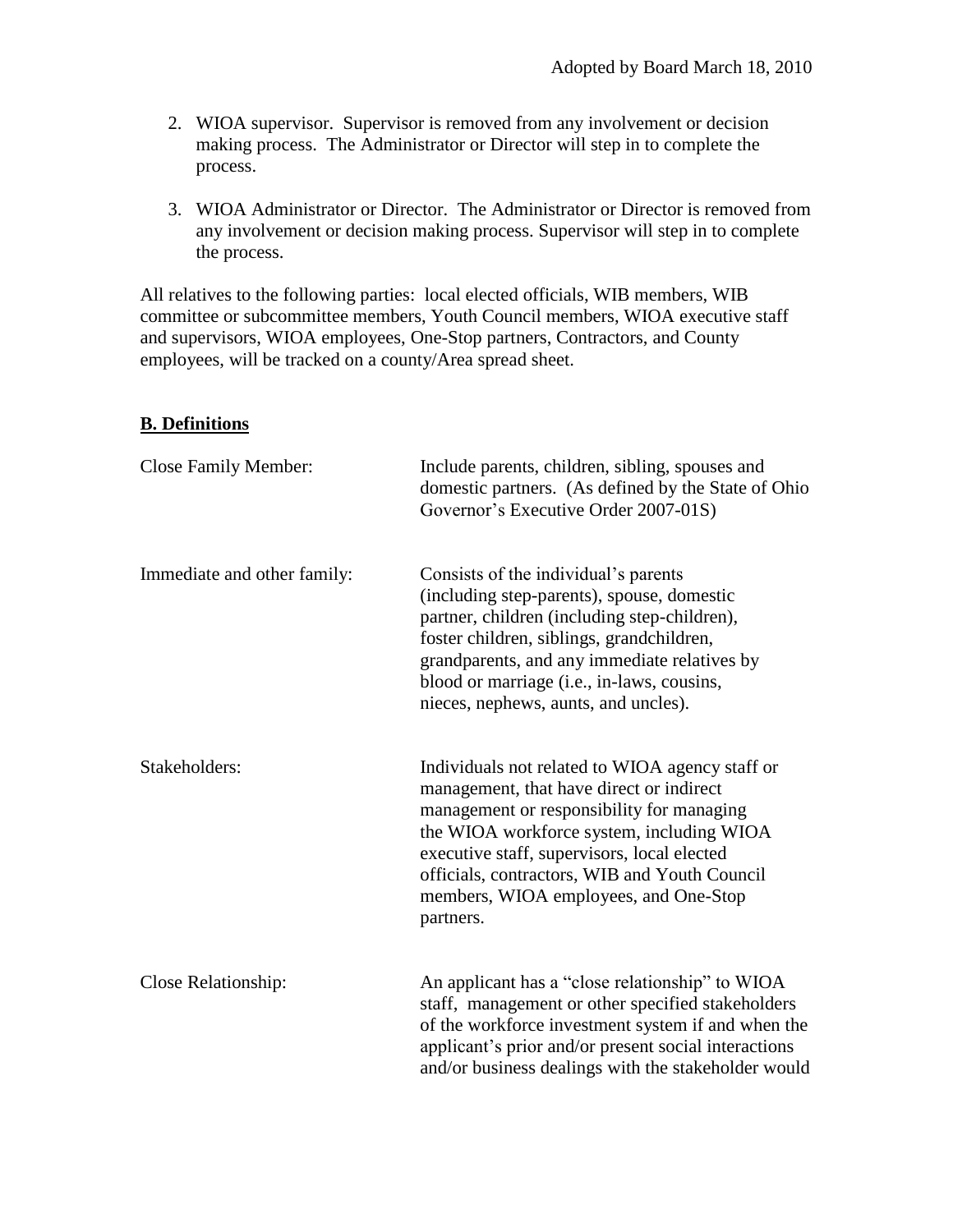2. WIOA supervisor. Supervisor is removed from any involvement or decision making process. The Administrator or Director will step in to complete the process.

3. WIOA Administrator or Director. The Administrator or Director is removed from any involvement or decision making process. Supervisor will step in to complete the process.

All relatives to the following parties: local elected officials, WIB members, WIB committee or subcommittee members, Youth Council members, WIOA executive staff and supervisors, WIOA employees, One-Stop partners, Contractors, and County employees, will be tracked on a county/Area spread sheet.

## B. Definitions

Close Family Member: Include parents, children, sibling, spouses and domestic partners. (As defined by the State of Ohio Governor's Executive Order 2007-01S)

Immediate and other family: Consists of the individual's parents (including step-parents), spouse, domestic partner, children (including step-children), foster children, siblings, grandchildren, grandparents, and any immediate relatives by blood or marriage (i.e., in-laws, cousins, nieces, nephews, aunts, and uncles).

Stakeholders: Individuals not related to WIOA agency staff or management, that have direct or indirect management or responsibility for managing the WIOA workforce system, including WIOA executive staff, supervisors, local elected officials, contractors, WIB and Youth Council members, WIOA employees, and One-Stop partners.

Close Relationship: An applicant has a "close relationship" to WIOA staff, management or other specified stakeholders of the workforce investment system if and when the applicant's prior and/or present social interactions and/or business dealings with the stakeholder would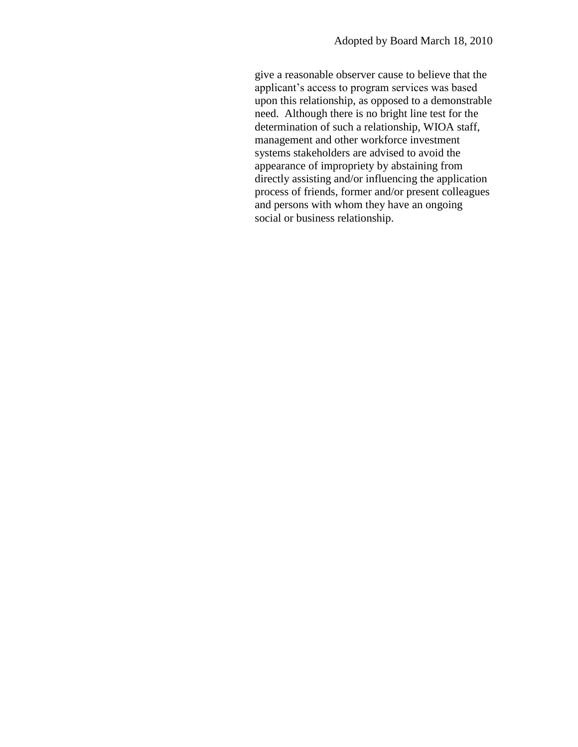give a reasonable observer cause to believe that the applicant's access to program services was based upon this relationship, as opposed to a demonstrable need. Although there is no bright line test for the determination of such a relationship, WIOA staff, management and other workforce investment systems stakeholders are advised to avoid the appearance of impropriety by abstaining from directly assisting and/or influencing the application process of friends, former and/or present colleagues and persons with whom they have an ongoing social or business relationship.